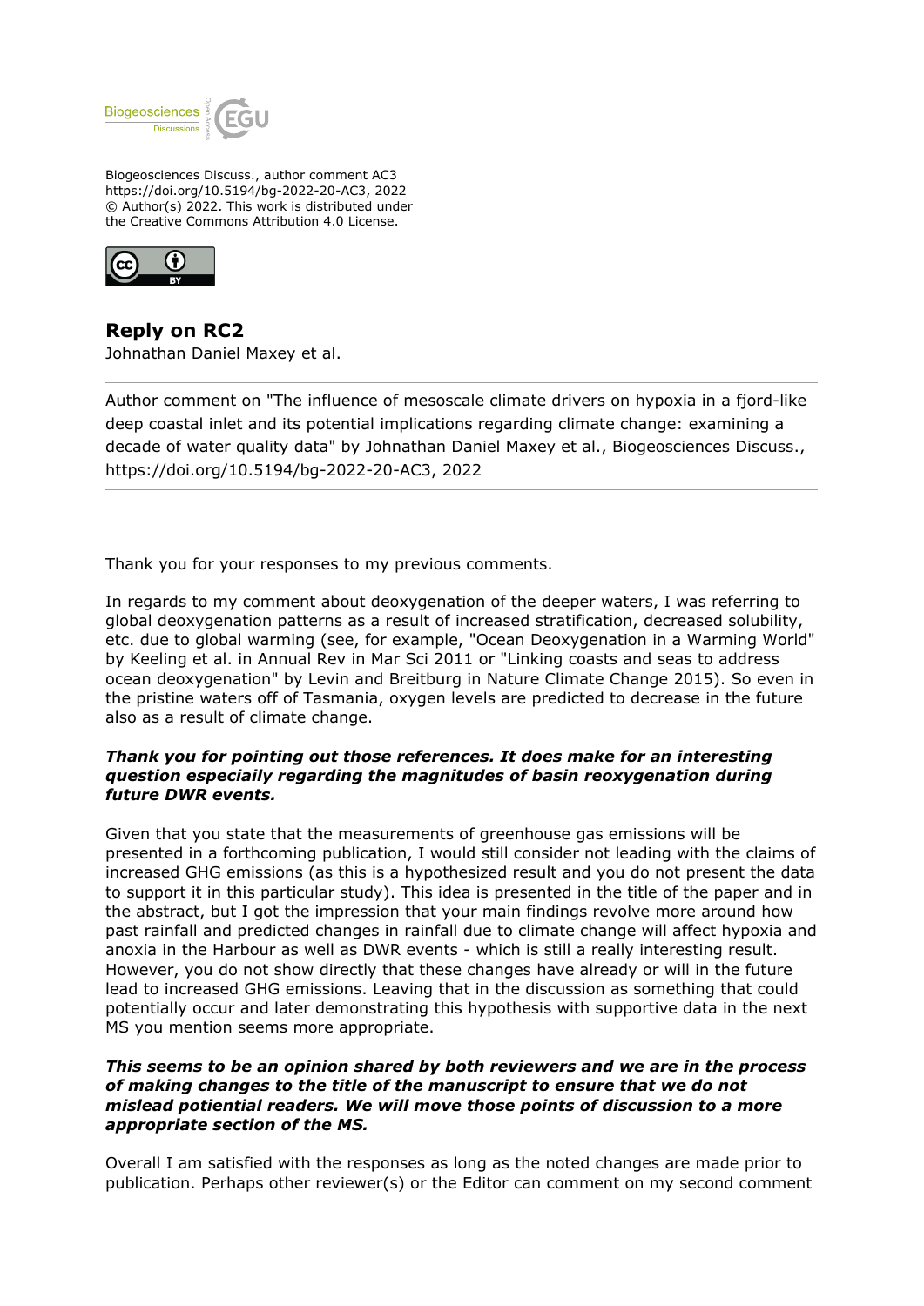Biogeosciences Discuss., author comment AC3
https://doi.org/10.5194/bg-2022-20-AC3, 2022
© Author(s) 2022. This work is distributed under
the Creative Commons Attribution 4.0 License.

## Reply on RC2

Johnathan Daniel Maxey et al.

---

Author comment on "The influence of mesoscale climate drivers on hypoxia in a fjord-like deep coastal inlet and its potential implications regarding climate change: examining a decade of water quality data" by Johnathan Daniel Maxey et al., Biogeosciences Discuss., https://doi.org/10.5194/bg-2022-20-AC3, 2022

---

Thank you for your responses to my previous comments.

In regards to my comment about deoxygenation of the deeper waters, I was referring to global deoxygenation patterns as a result of increased stratification, decreased solubility, etc. due to global warming (see, for example, "Ocean Deoxygenation in a Warming World" by Keeling et al. in Annual Rev in Mar Sci 2011 or "Linking coasts and seas to address ocean deoxygenation" by Levin and Breitburg in Nature Climate Change 2015). So even in the pristine waters off of Tasmania, oxygen levels are predicted to decrease in the future also as a result of climate change.

***Thank you for pointing out those references. It does make for an interesting question especiaily regarding the magnitudes of basin reoxygenation during future DWR events.***

Given that you state that the measurements of greenhouse gas emissions will be presented in a forthcoming publication, I would still consider not leading with the claims of increased GHG emissions (as this is a hypothesized result and you do not present the data to support it in this particular study). This idea is presented in the title of the paper and in the abstract, but I got the impression that your main findings revolve more around how past rainfall and predicted changes in rainfall due to climate change will affect hypoxia and anoxia in the Harbour as well as DWR events - which is still a really interesting result. However, you do not show directly that these changes have already or will in the future lead to increased GHG emissions. Leaving that in the discussion as something that could potentially occur and later demonstrating this hypothesis with supportive data in the next MS you mention seems more appropriate.

***This seems to be an opinion shared by both reviewers and we are in the process of making changes to the title of the manuscript to ensure that we do not mislead potiential readers. We will move those points of discussion to a more appropriate section of the MS.***

Overall I am satisfied with the responses as long as the noted changes are made prior to publication. Perhaps other reviewer(s) or the Editor can comment on my second comment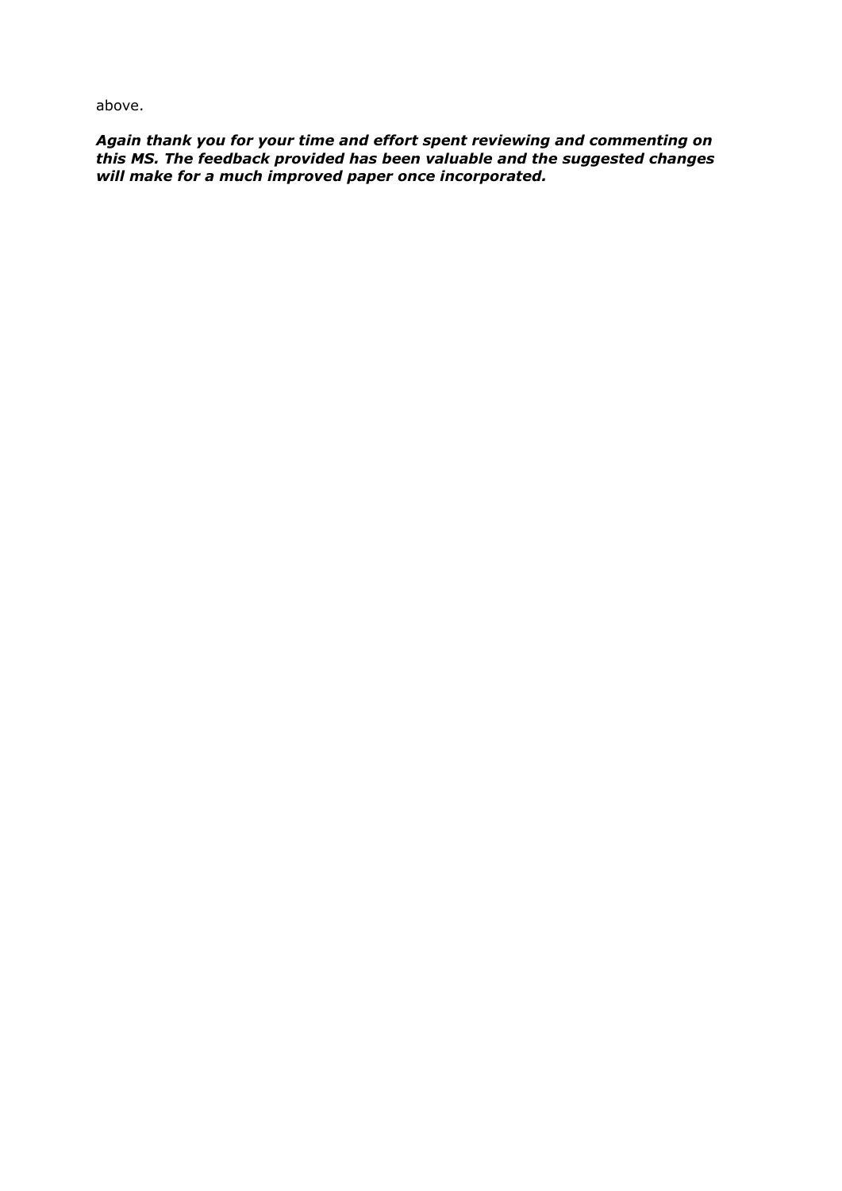above.

***Again thank you for your time and effort spent reviewing and commenting on this MS. The feedback provided has been valuable and the suggested changes will make for a much improved paper once incorporated.***